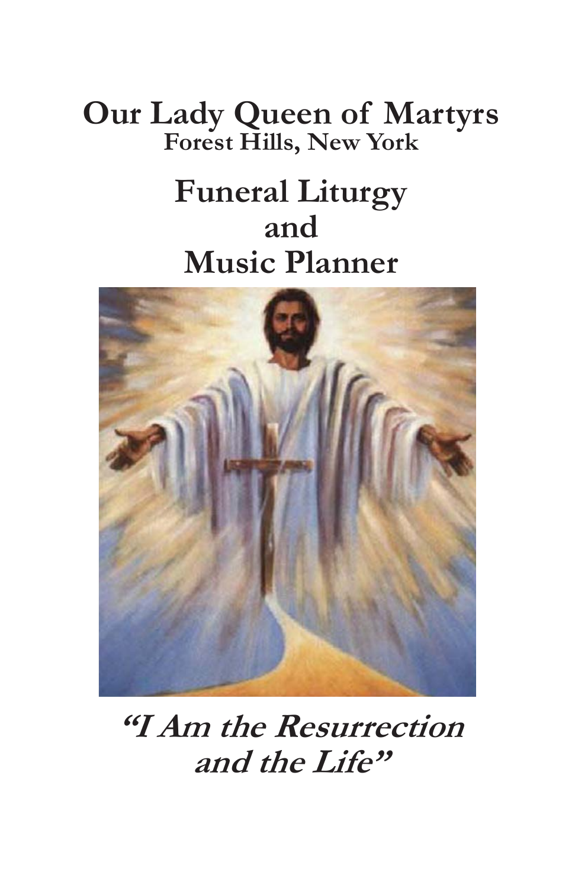# Our Lady Queen of Martyrs

**Forest Hills, New York**

## Funeral Liturgy and Music Planner

***"I Am the Resurrection and the Life"***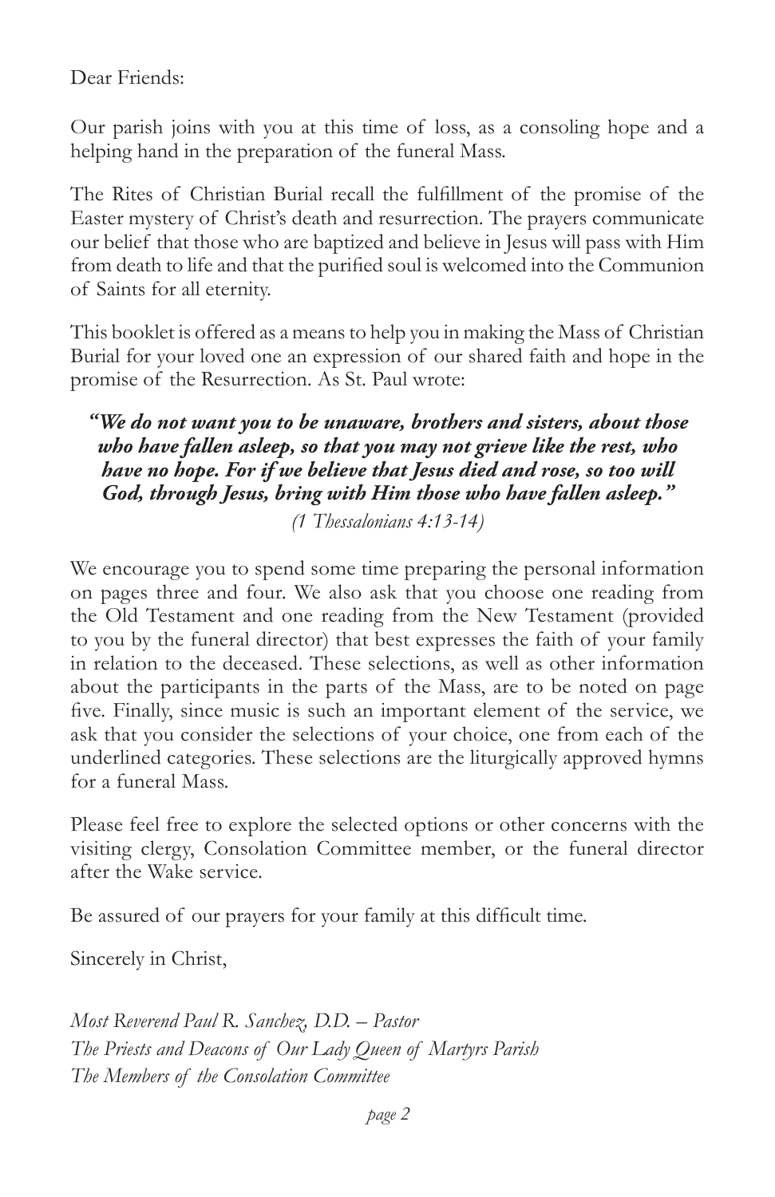Dear Friends:

Our parish joins with you at this time of loss, as a consoling hope and a helping hand in the preparation of the funeral Mass.

The Rites of Christian Burial recall the fulfillment of the promise of the Easter mystery of Christ's death and resurrection. The prayers communicate our belief that those who are baptized and believe in Jesus will pass with Him from death to life and that the purified soul is welcomed into the Communion of Saints for all eternity.

This booklet is offered as a means to help you in making the Mass of Christian Burial for your loved one an expression of our shared faith and hope in the promise of the Resurrection. As St. Paul wrote:

> ***"We do not want you to be unaware, brothers and sisters, about those who have fallen asleep, so that you may not grieve like the rest, who have no hope. For if we believe that Jesus died and rose, so too will God, through Jesus, bring with Him those who have fallen asleep."***
>
> *(1 Thessalonians 4:13-14)*

We encourage you to spend some time preparing the personal information on pages three and four. We also ask that you choose one reading from the Old Testament and one reading from the New Testament (provided to you by the funeral director) that best expresses the faith of your family in relation to the deceased. These selections, as well as other information about the participants in the parts of the Mass, are to be noted on page five. Finally, since music is such an important element of the service, we ask that you consider the selections of your choice, one from each of the underlined categories. These selections are the liturgically approved hymns for a funeral Mass.

Please feel free to explore the selected options or other concerns with the visiting clergy, Consolation Committee member, or the funeral director after the Wake service.

Be assured of our prayers for your family at this difficult time.

Sincerely in Christ,

*Most Reverend Paul R. Sanchez, D.D. – Pastor*
*The Priests and Deacons of Our Lady Queen of Martyrs Parish*
*The Members of the Consolation Committee*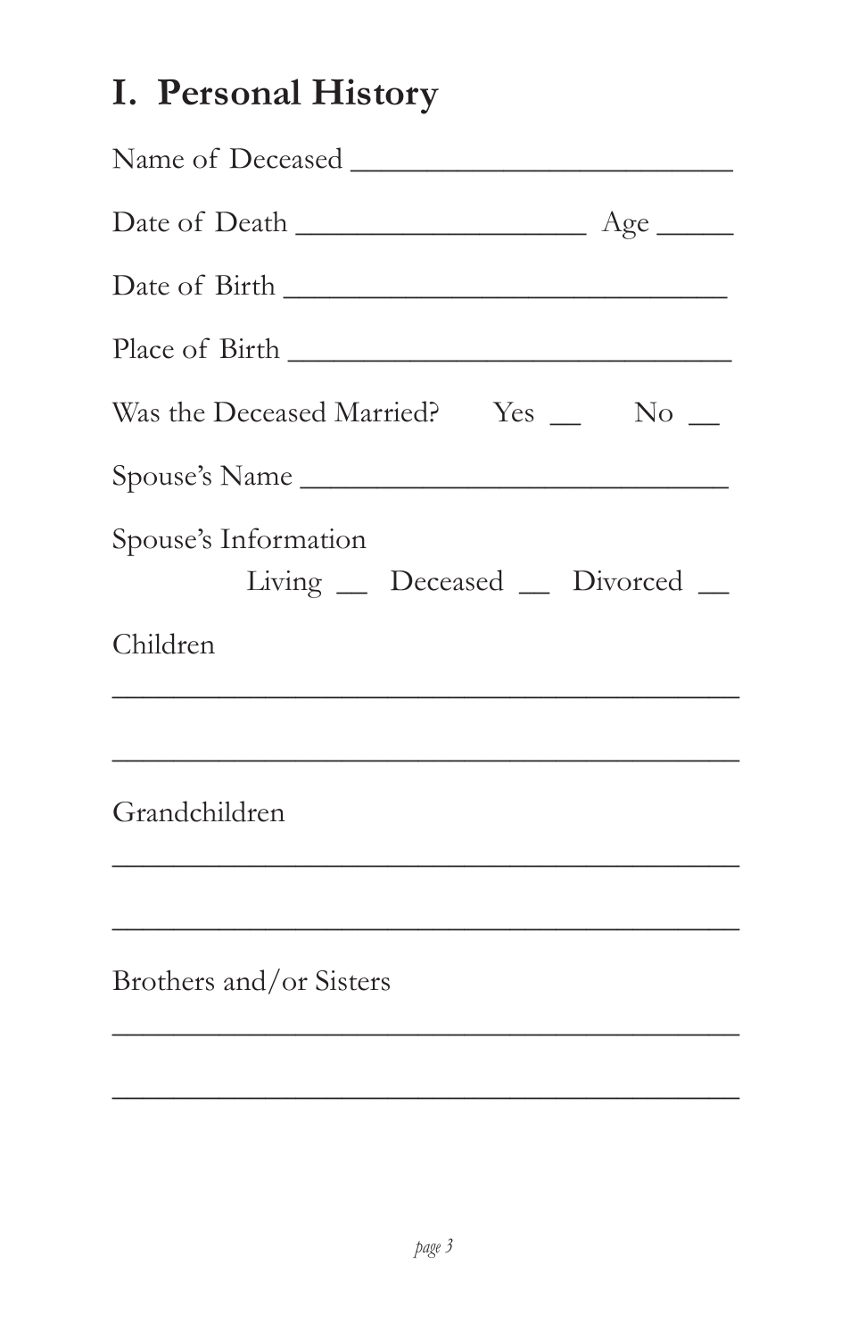# I. Personal History

Name of Deceased ________________________

Date of Death __________________ Age _____

Date of Birth ____________________________

Place of Birth ____________________________

Was the Deceased Married? Yes __ No __

Spouse's Name __________________________

Spouse's Information

Living __ Deceased __ Divorced __

Children

________________________________________

________________________________________

Grandchildren

________________________________________

________________________________________

Brothers and/or Sisters

________________________________________

________________________________________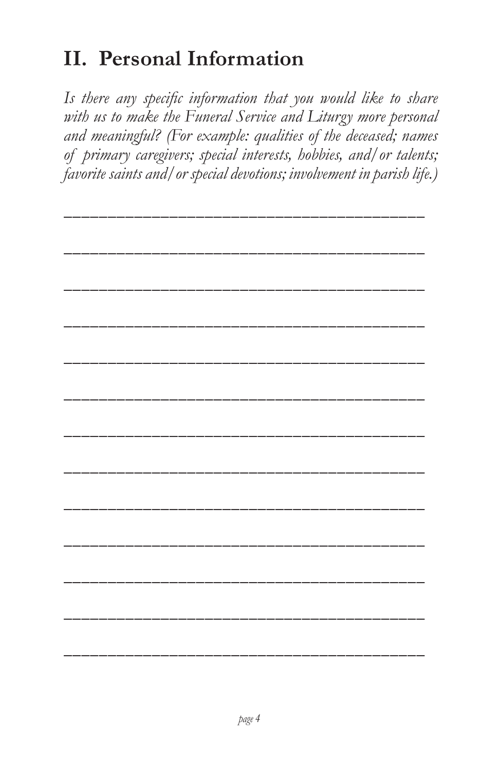## II. Personal Information

*Is there any specific information that you would like to share with us to make the Funeral Service and Liturgy more personal and meaningful? (For example: qualities of the deceased; names of primary caregivers; special interests, hobbies, and/or talents; favorite saints and/or special devotions; involvement in parish life.)*

______________________________________

______________________________________

______________________________________

______________________________________

______________________________________

______________________________________

______________________________________

______________________________________

______________________________________

______________________________________

______________________________________

______________________________________

______________________________________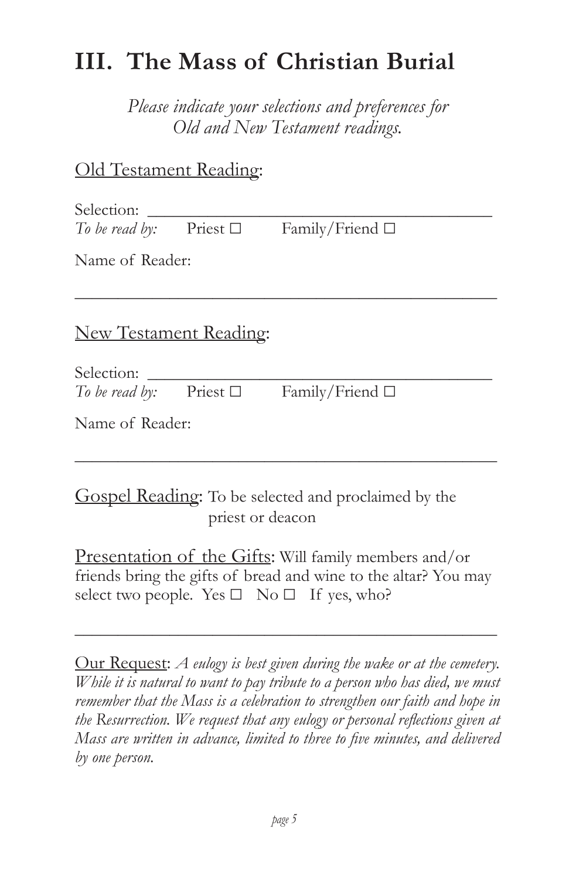# III. The Mass of Christian Burial

*Please indicate your selections and preferences for Old and New Testament readings.*

Old Testament Reading:

Selection: ________________________________________

*To be read by:* Priest ☐ Family/Friend ☐

Name of Reader:

_______________________________________________

New Testament Reading:

Selection: ________________________________________

*To be read by:* Priest ☐ Family/Friend ☐

Name of Reader:

_______________________________________________

Gospel Reading: To be selected and proclaimed by the priest or deacon

Presentation of the Gifts: Will family members and/or friends bring the gifts of bread and wine to the altar? You may select two people. Yes ☐ No ☐ If yes, who?

_______________________________________________

Our Request: *A eulogy is best given during the wake or at the cemetery. While it is natural to want to pay tribute to a person who has died, we must remember that the Mass is a celebration to strengthen our faith and hope in the Resurrection. We request that any eulogy or personal reflections given at Mass are written in advance, limited to three to five minutes, and delivered by one person.*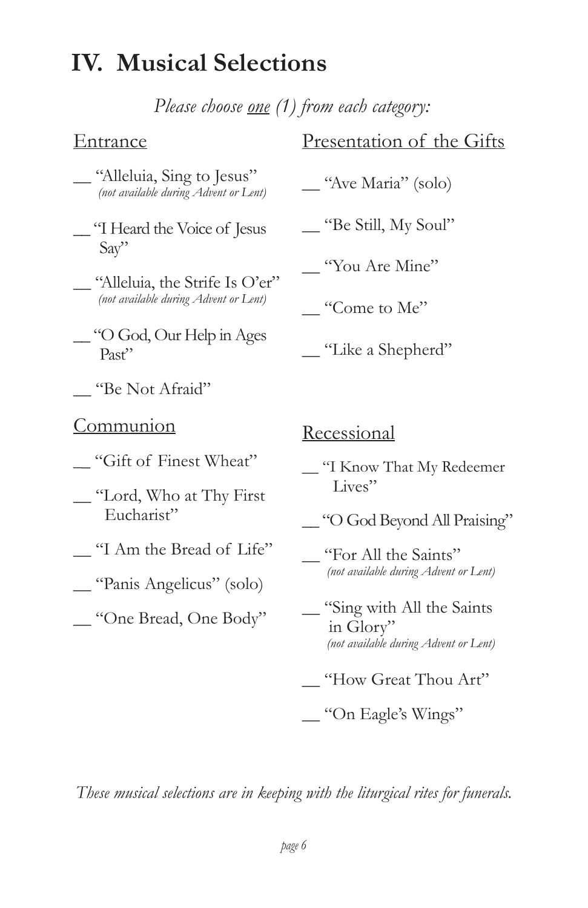# IV. Musical Selections

*Please choose one (1) from each category:*

## Entrance

- __ "Alleluia, Sing to Jesus" *(not available during Advent or Lent)*
- __ "I Heard the Voice of Jesus Say"
- __ "Alleluia, the Strife Is O'er" *(not available during Advent or Lent)*
- __ "O God, Our Help in Ages Past"
- __ "Be Not Afraid"

## Communion

- __ "Gift of Finest Wheat"
- __ "Lord, Who at Thy First Eucharist"
- __ "I Am the Bread of Life"
- __ "Panis Angelicus" (solo)
- __ "One Bread, One Body"

## Presentation of the Gifts

- __ "Ave Maria" (solo)
- __ "Be Still, My Soul"
- __ "You Are Mine"
- __ "Come to Me"
- __ "Like a Shepherd"

## Recessional

- __ "I Know That My Redeemer Lives"
- __ "O God Beyond All Praising"
- __ "For All the Saints" *(not available during Advent or Lent)*
- __ "Sing with All the Saints in Glory" *(not available during Advent or Lent)*
- __ "How Great Thou Art"
- __ "On Eagle's Wings"

*These musical selections are in keeping with the liturgical rites for funerals.*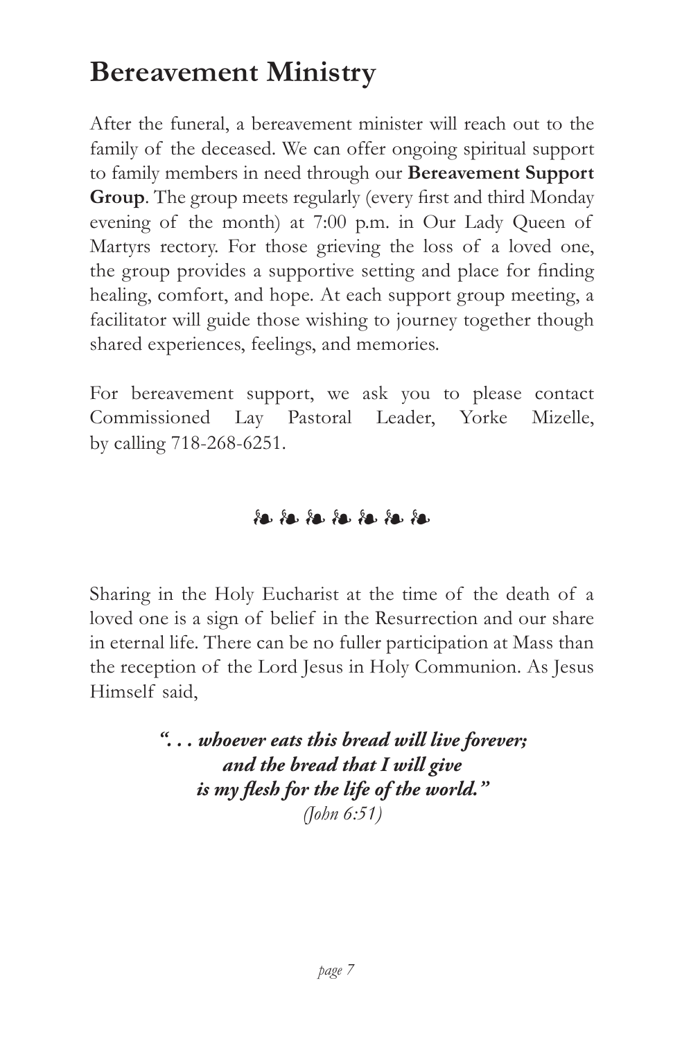## Bereavement Ministry

After the funeral, a bereavement minister will reach out to the family of the deceased. We can offer ongoing spiritual support to family members in need through our **Bereavement Support Group**. The group meets regularly (every first and third Monday evening of the month) at 7:00 p.m. in Our Lady Queen of Martyrs rectory. For those grieving the loss of a loved one, the group provides a supportive setting and place for finding healing, comfort, and hope. At each support group meeting, a facilitator will guide those wishing to journey together though shared experiences, feelings, and memories.

For bereavement support, we ask you to please contact Commissioned Lay Pastoral Leader, Yorke Mizelle, by calling 718-268-6251.

❧ ❧ ❧ ❧ ❧ ❧ ❧

Sharing in the Holy Eucharist at the time of the death of a loved one is a sign of belief in the Resurrection and our share in eternal life. There can be no fuller participation at Mass than the reception of the Lord Jesus in Holy Communion. As Jesus Himself said,

***". . . whoever eats this bread will live forever;***
***and the bread that I will give***
***is my flesh for the life of the world."***
*(John 6:51)*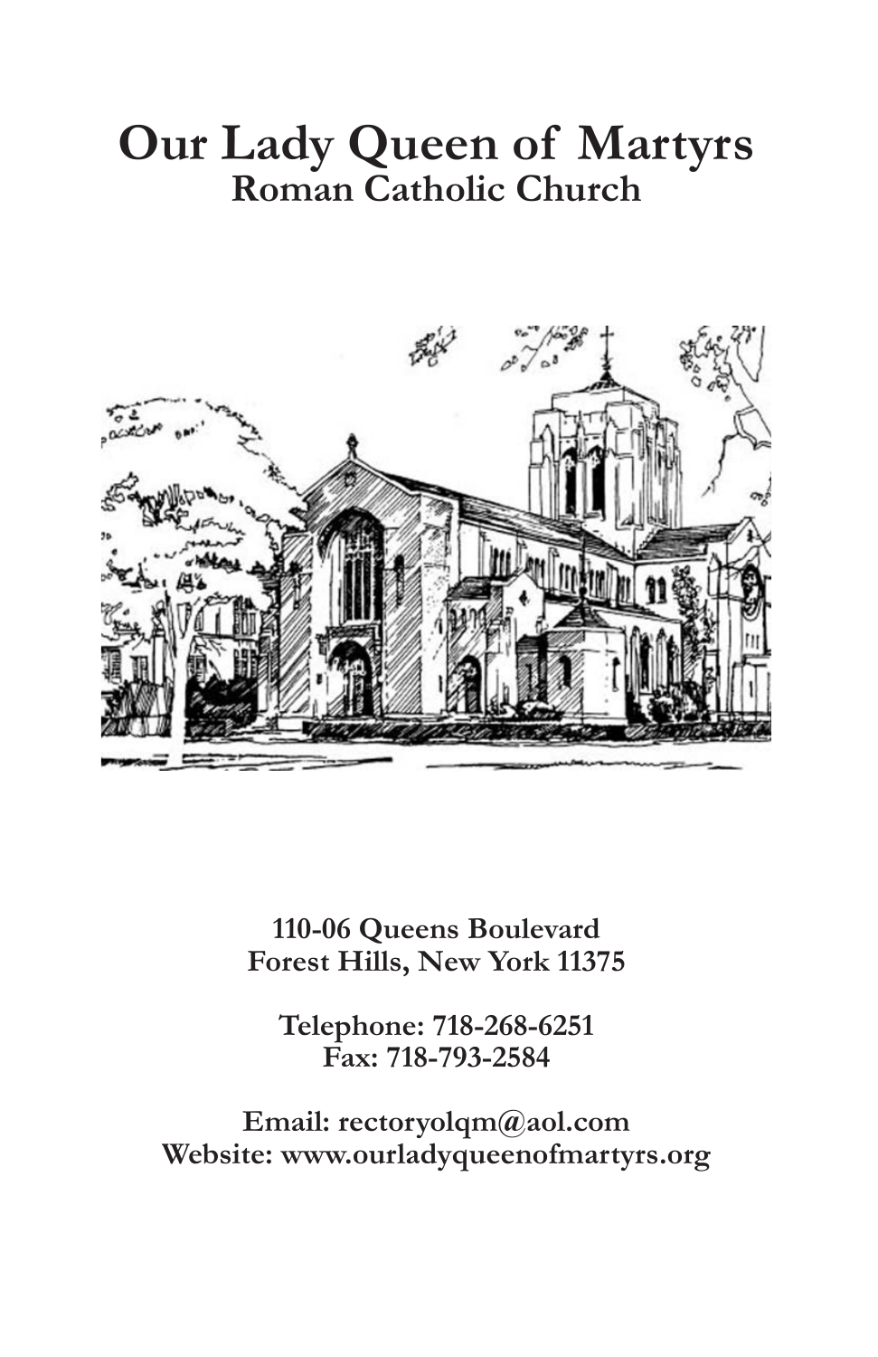# Our Lady Queen of Martyrs
## Roman Catholic Church

**110-06 Queens Boulevard**
**Forest Hills, New York 11375**

**Telephone: 718-268-6251**
**Fax: 718-793-2584**

**Email: rectoryolqm@aol.com**
**Website: www.ourladyqueenofmartyrs.org**